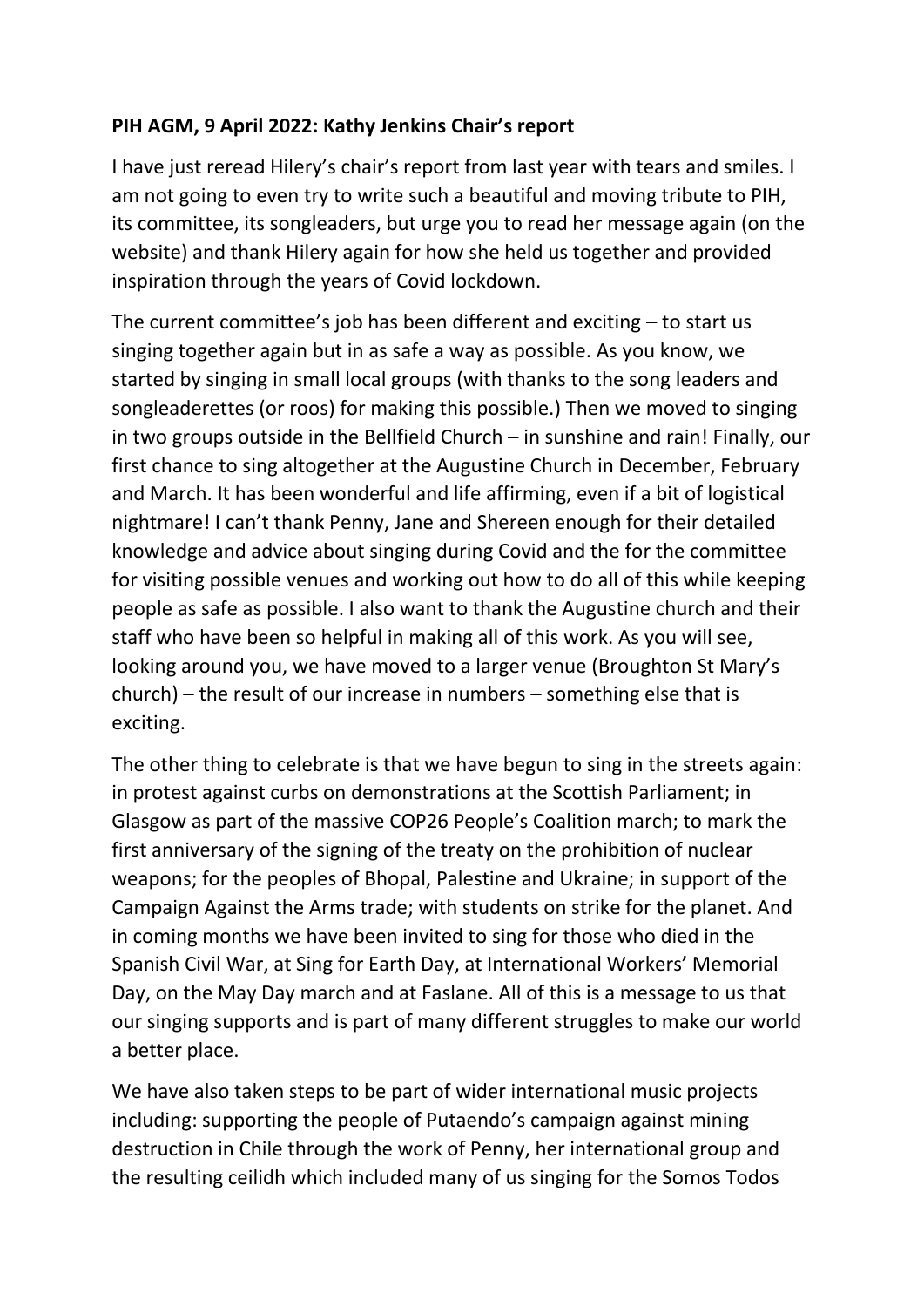**PIH AGM, 9 April 2022: Kathy Jenkins Chair's report**

I have just reread Hilery's chair's report from last year with tears and smiles. I am not going to even try to write such a beautiful and moving tribute to PIH, its committee, its songleaders, but urge you to read her message again (on the website) and thank Hilery again for how she held us together and provided inspiration through the years of Covid lockdown.

The current committee's job has been different and exciting – to start us singing together again but in as safe a way as possible. As you know, we started by singing in small local groups (with thanks to the song leaders and songleaderettes (or roos) for making this possible.) Then we moved to singing in two groups outside in the Bellfield Church – in sunshine and rain! Finally, our first chance to sing altogether at the Augustine Church in December, February and March. It has been wonderful and life affirming, even if a bit of logistical nightmare! I can't thank Penny, Jane and Shereen enough for their detailed knowledge and advice about singing during Covid and the for the committee for visiting possible venues and working out how to do all of this while keeping people as safe as possible. I also want to thank the Augustine church and their staff who have been so helpful in making all of this work. As you will see, looking around you, we have moved to a larger venue (Broughton St Mary's church) – the result of our increase in numbers – something else that is exciting.

The other thing to celebrate is that we have begun to sing in the streets again: in protest against curbs on demonstrations at the Scottish Parliament; in Glasgow as part of the massive COP26 People's Coalition march; to mark the first anniversary of the signing of the treaty on the prohibition of nuclear weapons; for the peoples of Bhopal, Palestine and Ukraine; in support of the Campaign Against the Arms trade; with students on strike for the planet. And in coming months we have been invited to sing for those who died in the Spanish Civil War, at Sing for Earth Day, at International Workers' Memorial Day, on the May Day march and at Faslane. All of this is a message to us that our singing supports and is part of many different struggles to make our world a better place.

We have also taken steps to be part of wider international music projects including: supporting the people of Putaendo's campaign against mining destruction in Chile through the work of Penny, her international group and the resulting ceilidh which included many of us singing for the Somos Todos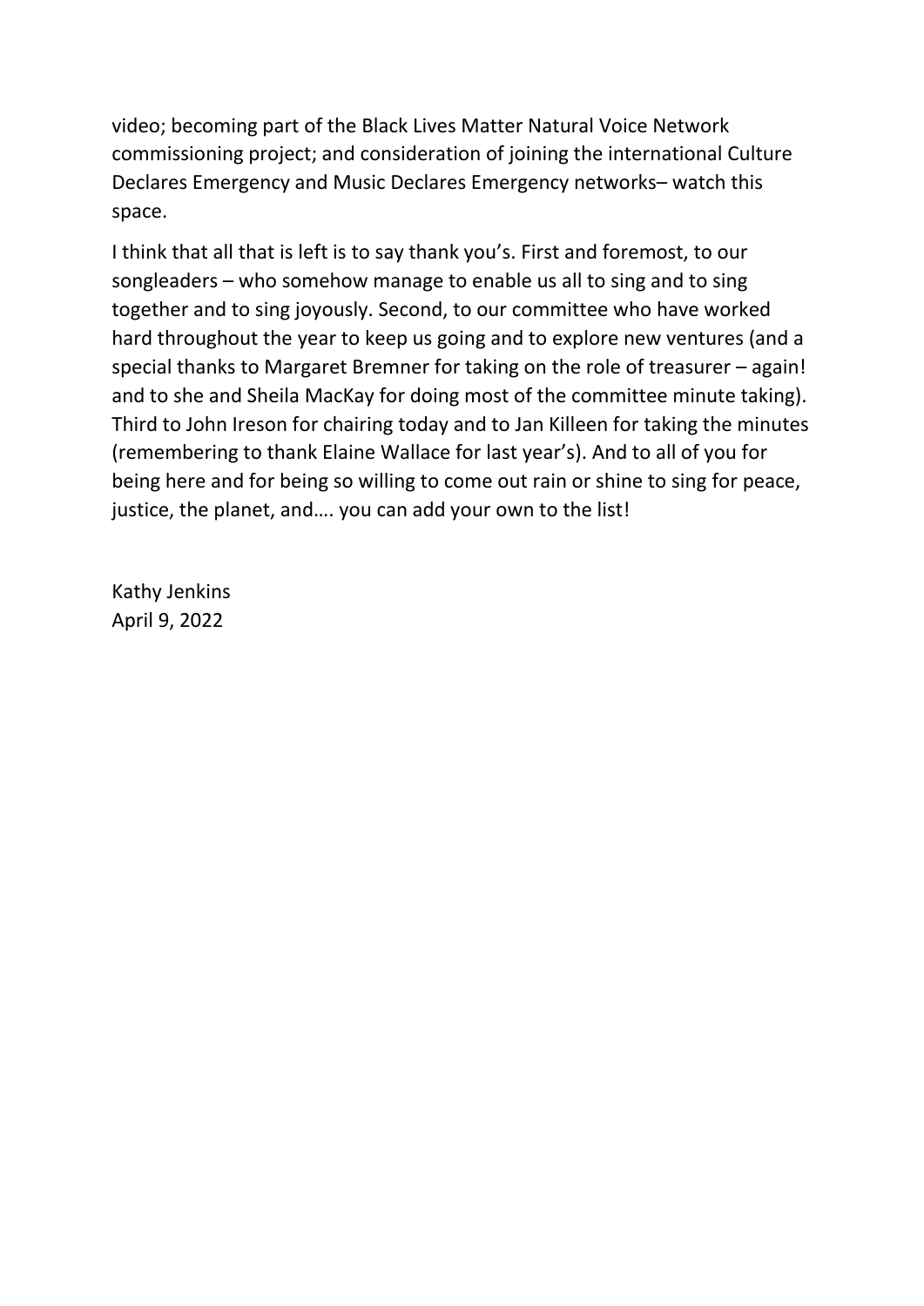video; becoming part of the Black Lives Matter Natural Voice Network commissioning project; and consideration of joining the international Culture Declares Emergency and Music Declares Emergency networks– watch this space.

I think that all that is left is to say thank you's. First and foremost, to our songleaders – who somehow manage to enable us all to sing and to sing together and to sing joyously. Second, to our committee who have worked hard throughout the year to keep us going and to explore new ventures (and a special thanks to Margaret Bremner for taking on the role of treasurer – again! and to she and Sheila MacKay for doing most of the committee minute taking). Third to John Ireson for chairing today and to Jan Killeen for taking the minutes (remembering to thank Elaine Wallace for last year's). And to all of you for being here and for being so willing to come out rain or shine to sing for peace, justice, the planet, and…. you can add your own to the list!

Kathy Jenkins
April 9, 2022